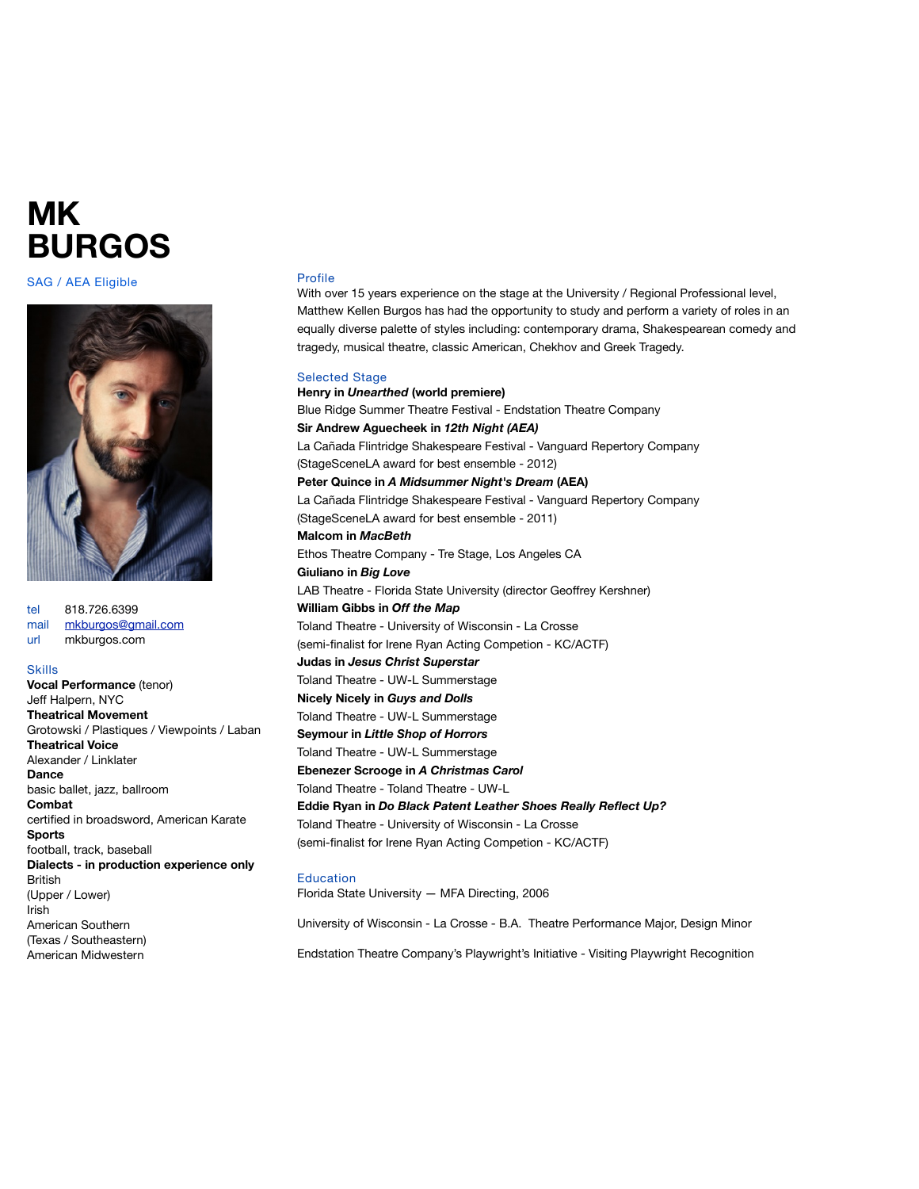# MK BURGOS

SAG / AEA Eligible

tel 818.726.6399
mail mkburgos@gmail.com
url mkburgos.com

## Skills

**Vocal Performance** (tenor)
Jeff Halpern, NYC
**Theatrical Movement**
Grotowski / Plastiques / Viewpoints / Laban
**Theatrical Voice**
Alexander / Linklater
**Dance**
basic ballet, jazz, ballroom
**Combat**
certified in broadsword, American Karate
**Sports**
football, track, baseball
**Dialects - in production experience only**
British
(Upper / Lower)
Irish
American Southern
(Texas / Southeastern)
American Midwestern

## Profile

With over 15 years experience on the stage at the University / Regional Professional level, Matthew Kellen Burgos has had the opportunity to study and perform a variety of roles in an equally diverse palette of styles including: contemporary drama, Shakespearean comedy and tragedy, musical theatre, classic American, Chekhov and Greek Tragedy.

## Selected Stage

**Henry in *Unearthed* (world premiere)**
Blue Ridge Summer Theatre Festival - Endstation Theatre Company
**Sir Andrew Aguecheek in *12th Night (AEA)***
La Cañada Flintridge Shakespeare Festival - Vanguard Repertory Company
(StageSceneLA award for best ensemble - 2012)
**Peter Quince in *A Midsummer Night's Dream* (AEA)**
La Cañada Flintridge Shakespeare Festival - Vanguard Repertory Company
(StageSceneLA award for best ensemble - 2011)
**Malcom in *MacBeth***
Ethos Theatre Company - Tre Stage, Los Angeles CA
**Giuliano in *Big Love***
LAB Theatre - Florida State University (director Geoffrey Kershner)
**William Gibbs in *Off the Map***
Toland Theatre - University of Wisconsin - La Crosse
(semi-finalist for Irene Ryan Acting Competion - KC/ACTF)
**Judas in *Jesus Christ Superstar***
Toland Theatre - UW-L Summerstage
**Nicely Nicely in *Guys and Dolls***
Toland Theatre - UW-L Summerstage
**Seymour in *Little Shop of Horrors***
Toland Theatre - UW-L Summerstage
**Ebenezer Scrooge in *A Christmas Carol***
Toland Theatre - Toland Theatre - UW-L
**Eddie Ryan in *Do Black Patent Leather Shoes Really Reflect Up?***
Toland Theatre - University of Wisconsin - La Crosse
(semi-finalist for Irene Ryan Acting Competion - KC/ACTF)

## Education

Florida State University — MFA Directing, 2006

University of Wisconsin - La Crosse - B.A. Theatre Performance Major, Design Minor

Endstation Theatre Company's Playwright's Initiative - Visiting Playwright Recognition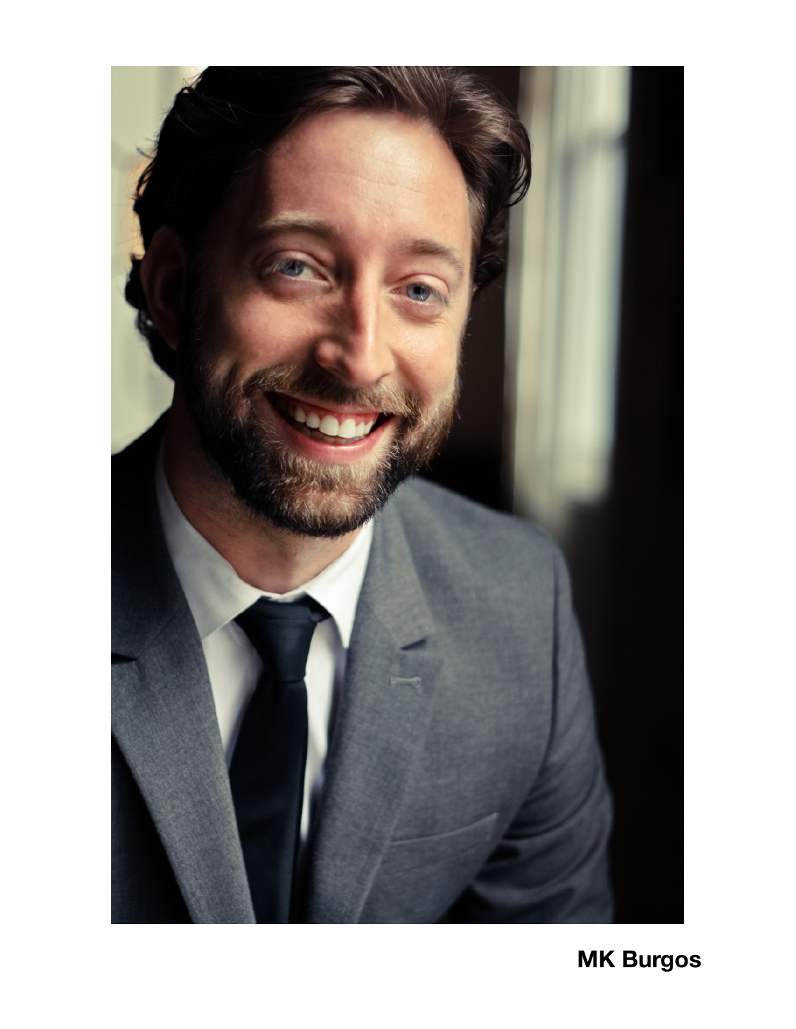**MK Burgos**